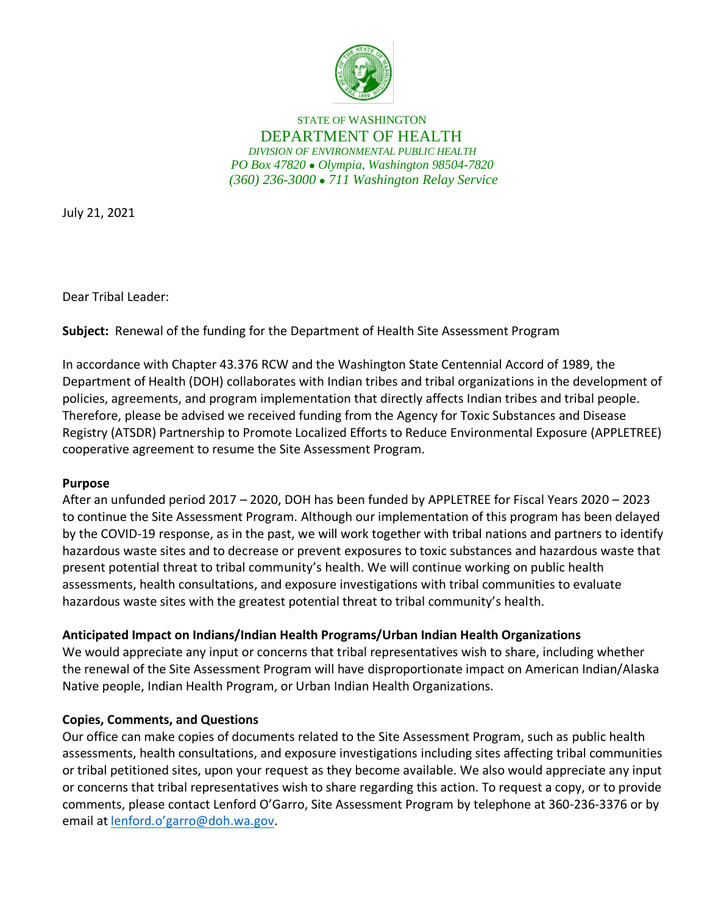STATE OF WASHINGTON

DEPARTMENT OF HEALTH

*DIVISION OF ENVIRONMENTAL PUBLIC HEALTH*

*PO Box 47820 • Olympia, Washington 98504-7820*

*(360) 236-3000 • 711 Washington Relay Service*

July 21, 2021

Dear Tribal Leader:

**Subject:** Renewal of the funding for the Department of Health Site Assessment Program

In accordance with Chapter 43.376 RCW and the Washington State Centennial Accord of 1989, the Department of Health (DOH) collaborates with Indian tribes and tribal organizations in the development of policies, agreements, and program implementation that directly affects Indian tribes and tribal people. Therefore, please be advised we received funding from the Agency for Toxic Substances and Disease Registry (ATSDR) Partnership to Promote Localized Efforts to Reduce Environmental Exposure (APPLETREE) cooperative agreement to resume the Site Assessment Program.

**Purpose**

After an unfunded period 2017 – 2020, DOH has been funded by APPLETREE for Fiscal Years 2020 – 2023 to continue the Site Assessment Program. Although our implementation of this program has been delayed by the COVID-19 response, as in the past, we will work together with tribal nations and partners to identify hazardous waste sites and to decrease or prevent exposures to toxic substances and hazardous waste that present potential threat to tribal community's health. We will continue working on public health assessments, health consultations, and exposure investigations with tribal communities to evaluate hazardous waste sites with the greatest potential threat to tribal community's health.

**Anticipated Impact on Indians/Indian Health Programs/Urban Indian Health Organizations**

We would appreciate any input or concerns that tribal representatives wish to share, including whether the renewal of the Site Assessment Program will have disproportionate impact on American Indian/Alaska Native people, Indian Health Program, or Urban Indian Health Organizations.

**Copies, Comments, and Questions**

Our office can make copies of documents related to the Site Assessment Program, such as public health assessments, health consultations, and exposure investigations including sites affecting tribal communities or tribal petitioned sites, upon your request as they become available. We also would appreciate any input or concerns that tribal representatives wish to share regarding this action. To request a copy, or to provide comments, please contact Lenford O'Garro, Site Assessment Program by telephone at 360-236-3376 or by email at lenford.o'garro@doh.wa.gov.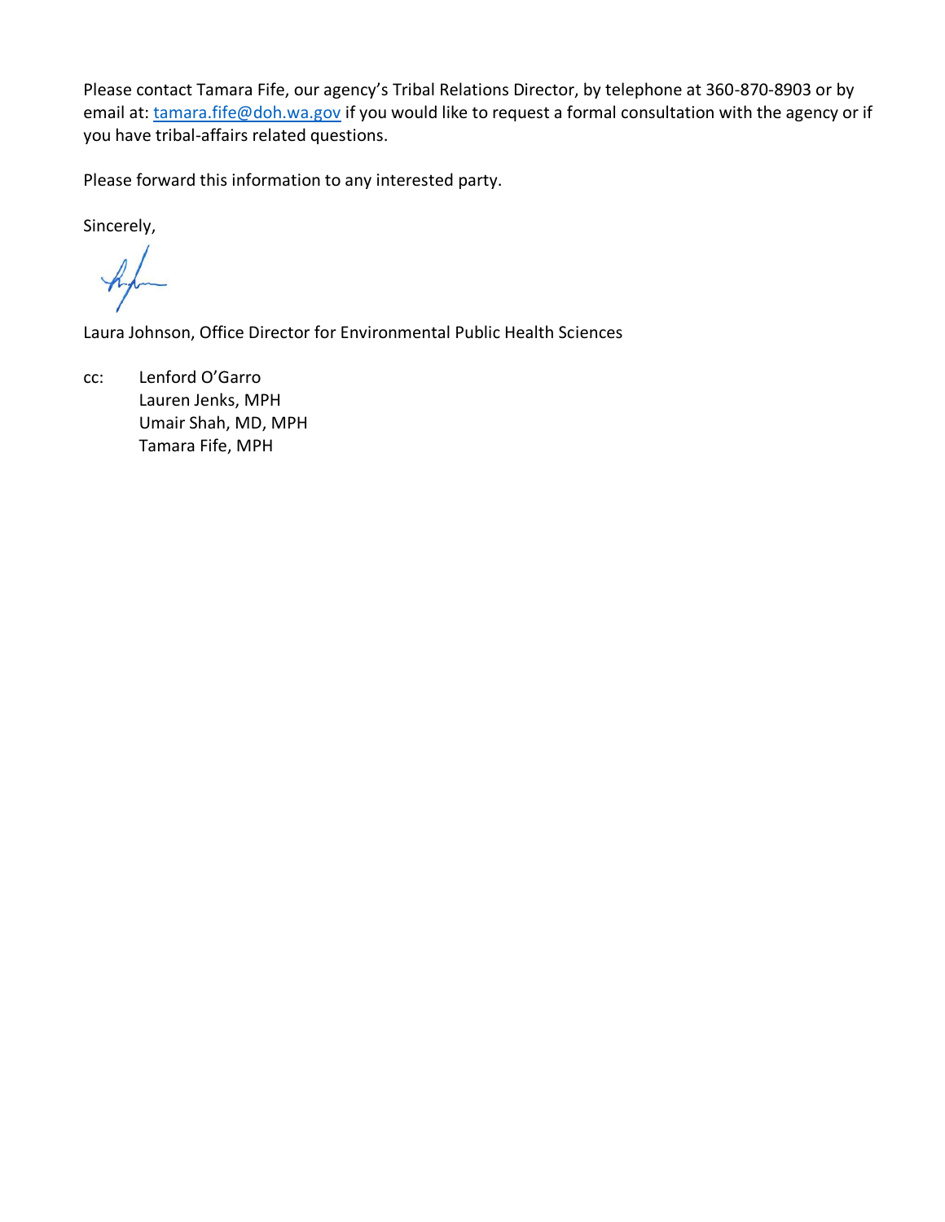Please contact Tamara Fife, our agency's Tribal Relations Director, by telephone at 360-870-8903 or by email at: [tamara.fife@doh.wa.gov](mailto:tamara.fife@doh.wa.gov) if you would like to request a formal consultation with the agency or if you have tribal-affairs related questions.

Please forward this information to any interested party.

Sincerely,

Laura Johnson, Office Director for Environmental Public Health Sciences

cc: Lenford O'Garro
Lauren Jenks, MPH
Umair Shah, MD, MPH
Tamara Fife, MPH